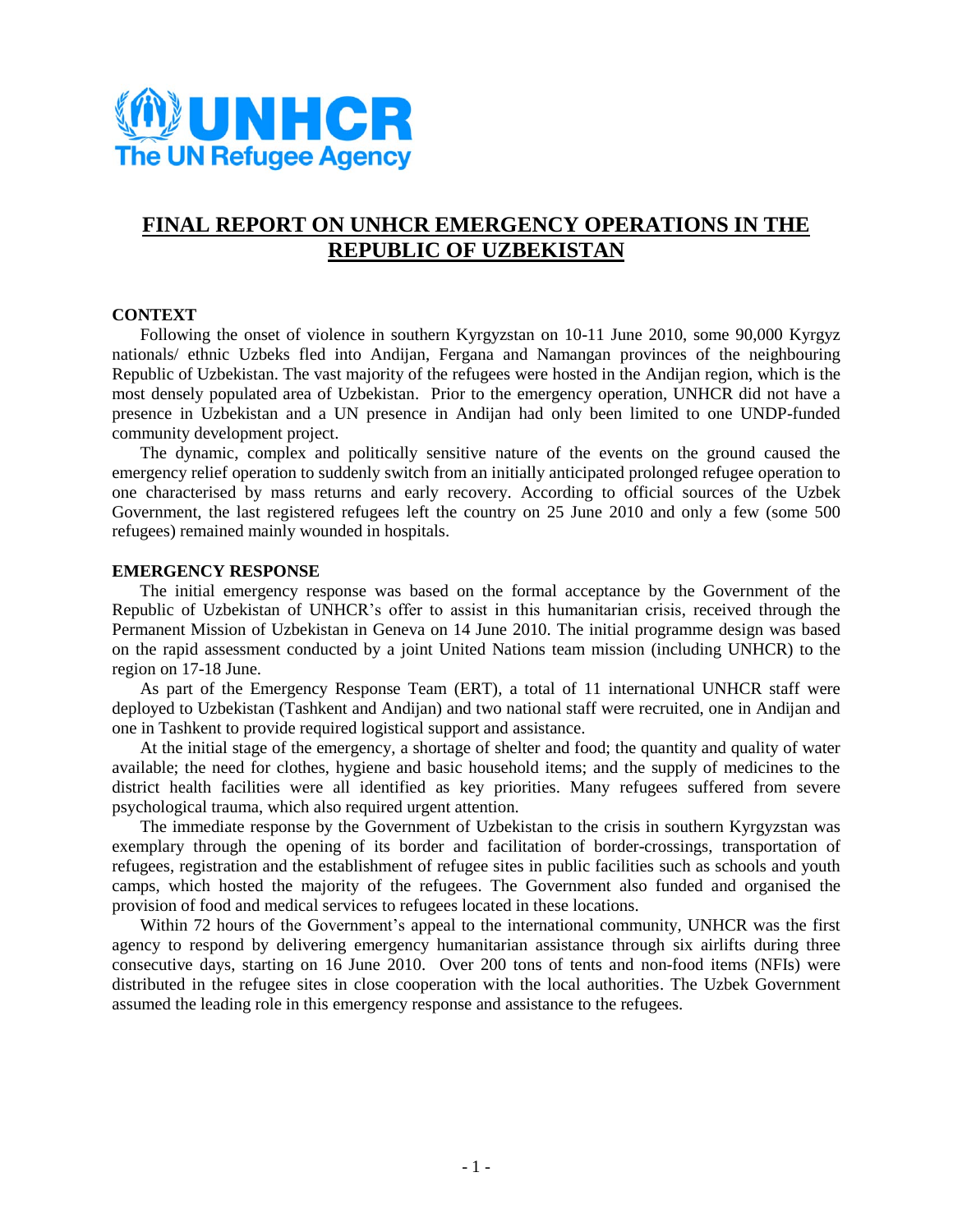UNHCR
The UN Refugee Agency

# FINAL REPORT ON UNHCR EMERGENCY OPERATIONS IN THE REPUBLIC OF UZBEKISTAN

## CONTEXT

Following the onset of violence in southern Kyrgyzstan on 10-11 June 2010, some 90,000 Kyrgyz nationals/ ethnic Uzbeks fled into Andijan, Fergana and Namangan provinces of the neighbouring Republic of Uzbekistan. The vast majority of the refugees were hosted in the Andijan region, which is the most densely populated area of Uzbekistan. Prior to the emergency operation, UNHCR did not have a presence in Uzbekistan and a UN presence in Andijan had only been limited to one UNDP-funded community development project.

The dynamic, complex and politically sensitive nature of the events on the ground caused the emergency relief operation to suddenly switch from an initially anticipated prolonged refugee operation to one characterised by mass returns and early recovery. According to official sources of the Uzbek Government, the last registered refugees left the country on 25 June 2010 and only a few (some 500 refugees) remained mainly wounded in hospitals.

## EMERGENCY RESPONSE

The initial emergency response was based on the formal acceptance by the Government of the Republic of Uzbekistan of UNHCR's offer to assist in this humanitarian crisis, received through the Permanent Mission of Uzbekistan in Geneva on 14 June 2010. The initial programme design was based on the rapid assessment conducted by a joint United Nations team mission (including UNHCR) to the region on 17-18 June.

As part of the Emergency Response Team (ERT), a total of 11 international UNHCR staff were deployed to Uzbekistan (Tashkent and Andijan) and two national staff were recruited, one in Andijan and one in Tashkent to provide required logistical support and assistance.

At the initial stage of the emergency, a shortage of shelter and food; the quantity and quality of water available; the need for clothes, hygiene and basic household items; and the supply of medicines to the district health facilities were all identified as key priorities. Many refugees suffered from severe psychological trauma, which also required urgent attention.

The immediate response by the Government of Uzbekistan to the crisis in southern Kyrgyzstan was exemplary through the opening of its border and facilitation of border-crossings, transportation of refugees, registration and the establishment of refugee sites in public facilities such as schools and youth camps, which hosted the majority of the refugees. The Government also funded and organised the provision of food and medical services to refugees located in these locations.

Within 72 hours of the Government's appeal to the international community, UNHCR was the first agency to respond by delivering emergency humanitarian assistance through six airlifts during three consecutive days, starting on 16 June 2010. Over 200 tons of tents and non-food items (NFIs) were distributed in the refugee sites in close cooperation with the local authorities. The Uzbek Government assumed the leading role in this emergency response and assistance to the refugees.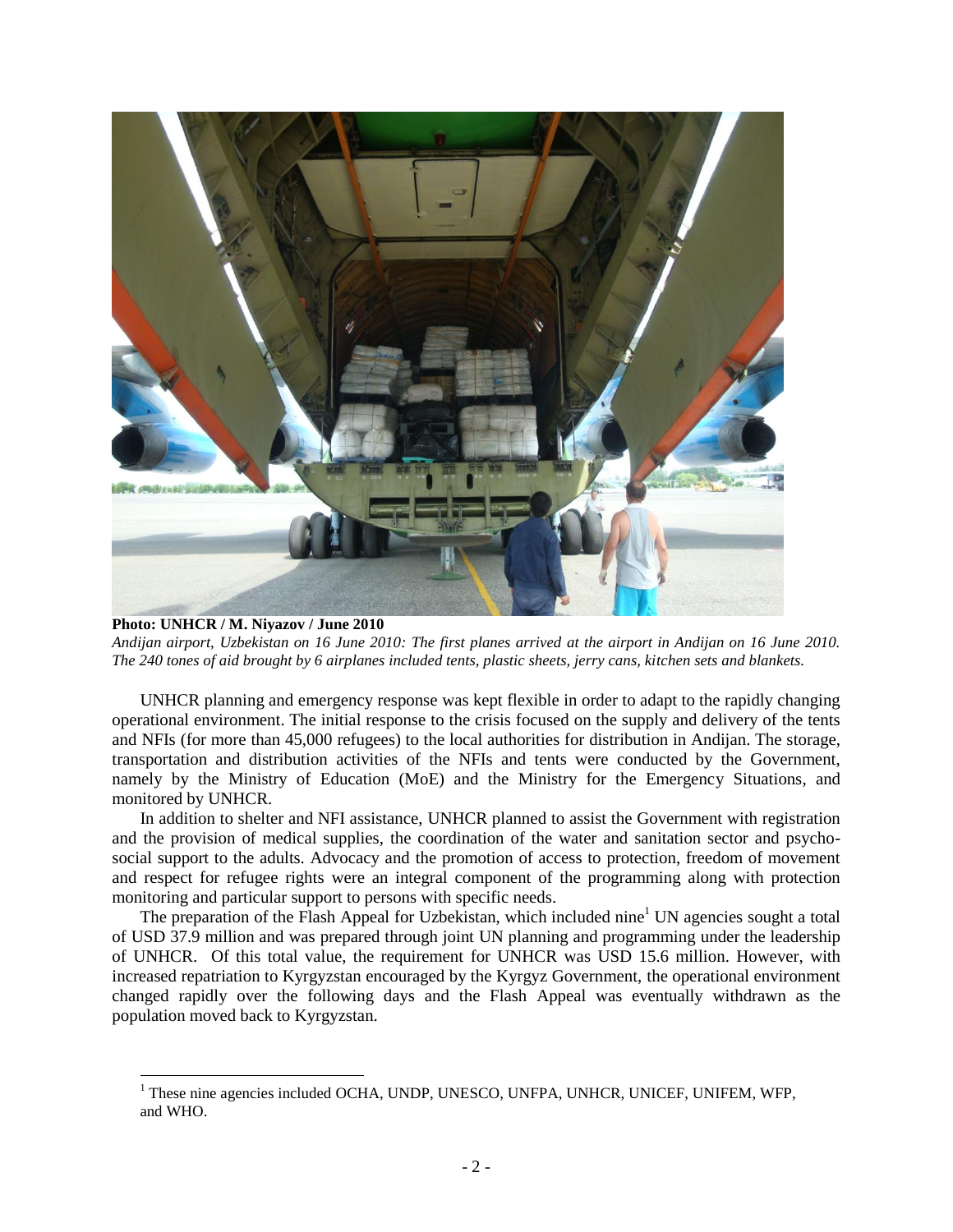**Photo: UNHCR / M. Niyazov / June 2010**

*Andijan airport, Uzbekistan on 16 June 2010: The first planes arrived at the airport in Andijan on 16 June 2010. The 240 tones of aid brought by 6 airplanes included tents, plastic sheets, jerry cans, kitchen sets and blankets.*

UNHCR planning and emergency response was kept flexible in order to adapt to the rapidly changing operational environment. The initial response to the crisis focused on the supply and delivery of the tents and NFIs (for more than 45,000 refugees) to the local authorities for distribution in Andijan. The storage, transportation and distribution activities of the NFIs and tents were conducted by the Government, namely by the Ministry of Education (MoE) and the Ministry for the Emergency Situations, and monitored by UNHCR.

In addition to shelter and NFI assistance, UNHCR planned to assist the Government with registration and the provision of medical supplies, the coordination of the water and sanitation sector and psycho-social support to the adults. Advocacy and the promotion of access to protection, freedom of movement and respect for refugee rights were an integral component of the programming along with protection monitoring and particular support to persons with specific needs.

The preparation of the Flash Appeal for Uzbekistan, which included nine[1] UN agencies sought a total of USD 37.9 million and was prepared through joint UN planning and programming under the leadership of UNHCR. Of this total value, the requirement for UNHCR was USD 15.6 million. However, with increased repatriation to Kyrgyzstan encouraged by the Kyrgyz Government, the operational environment changed rapidly over the following days and the Flash Appeal was eventually withdrawn as the population moved back to Kyrgyzstan.

[1] These nine agencies included OCHA, UNDP, UNESCO, UNFPA, UNHCR, UNICEF, UNIFEM, WFP, and WHO.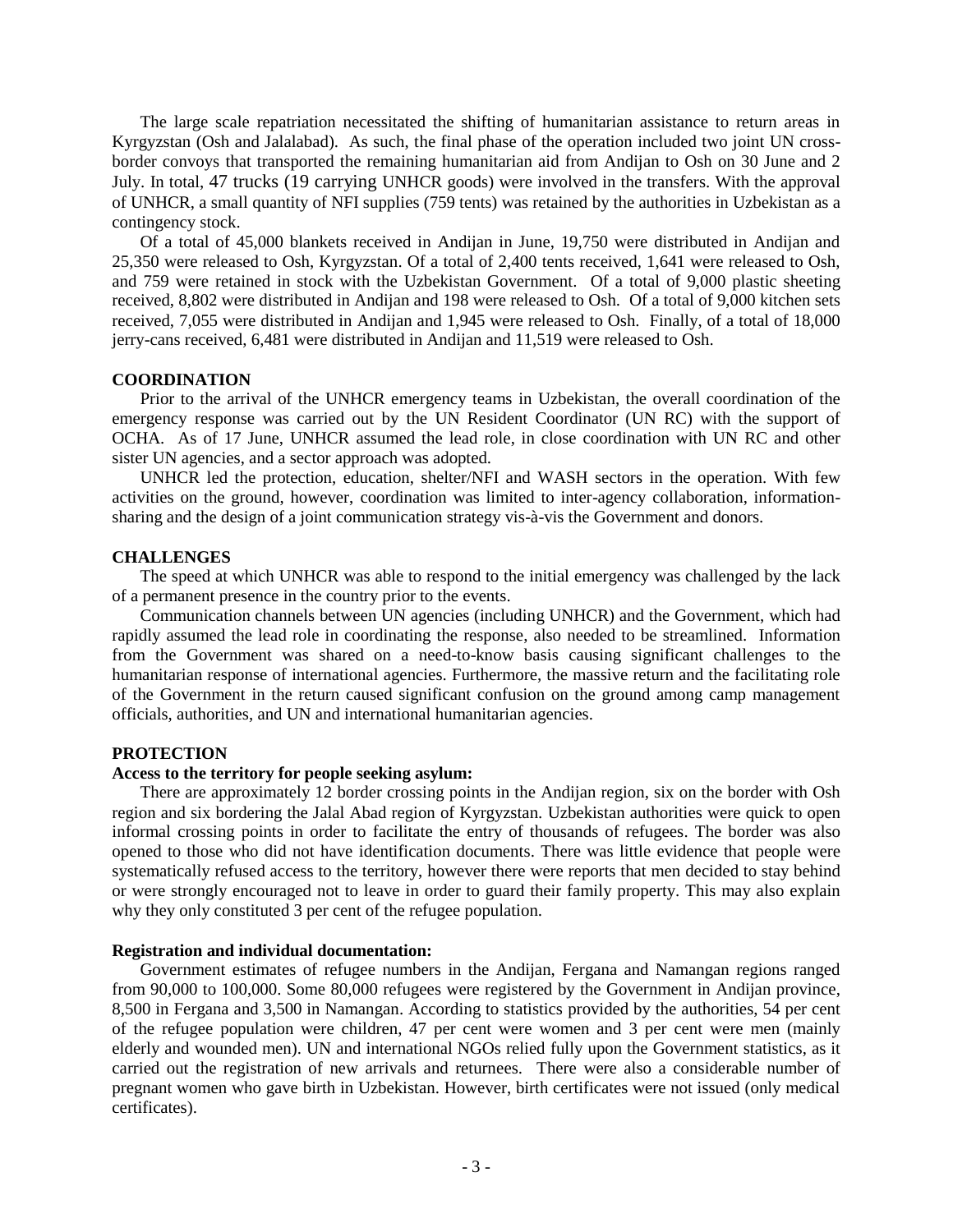The large scale repatriation necessitated the shifting of humanitarian assistance to return areas in Kyrgyzstan (Osh and Jalalabad). As such, the final phase of the operation included two joint UN cross-border convoys that transported the remaining humanitarian aid from Andijan to Osh on 30 June and 2 July. In total, 47 trucks (19 carrying UNHCR goods) were involved in the transfers. With the approval of UNHCR, a small quantity of NFI supplies (759 tents) was retained by the authorities in Uzbekistan as a contingency stock.

Of a total of 45,000 blankets received in Andijan in June, 19,750 were distributed in Andijan and 25,350 were released to Osh, Kyrgyzstan. Of a total of 2,400 tents received, 1,641 were released to Osh, and 759 were retained in stock with the Uzbekistan Government. Of a total of 9,000 plastic sheeting received, 8,802 were distributed in Andijan and 198 were released to Osh. Of a total of 9,000 kitchen sets received, 7,055 were distributed in Andijan and 1,945 were released to Osh. Finally, of a total of 18,000 jerry-cans received, 6,481 were distributed in Andijan and 11,519 were released to Osh.

## COORDINATION

Prior to the arrival of the UNHCR emergency teams in Uzbekistan, the overall coordination of the emergency response was carried out by the UN Resident Coordinator (UN RC) with the support of OCHA. As of 17 June, UNHCR assumed the lead role, in close coordination with UN RC and other sister UN agencies, and a sector approach was adopted.

UNHCR led the protection, education, shelter/NFI and WASH sectors in the operation. With few activities on the ground, however, coordination was limited to inter-agency collaboration, information-sharing and the design of a joint communication strategy vis-à-vis the Government and donors.

## CHALLENGES

The speed at which UNHCR was able to respond to the initial emergency was challenged by the lack of a permanent presence in the country prior to the events.

Communication channels between UN agencies (including UNHCR) and the Government, which had rapidly assumed the lead role in coordinating the response, also needed to be streamlined. Information from the Government was shared on a need-to-know basis causing significant challenges to the humanitarian response of international agencies. Furthermore, the massive return and the facilitating role of the Government in the return caused significant confusion on the ground among camp management officials, authorities, and UN and international humanitarian agencies.

## PROTECTION

### Access to the territory for people seeking asylum:

There are approximately 12 border crossing points in the Andijan region, six on the border with Osh region and six bordering the Jalal Abad region of Kyrgyzstan. Uzbekistan authorities were quick to open informal crossing points in order to facilitate the entry of thousands of refugees. The border was also opened to those who did not have identification documents. There was little evidence that people were systematically refused access to the territory, however there were reports that men decided to stay behind or were strongly encouraged not to leave in order to guard their family property. This may also explain why they only constituted 3 per cent of the refugee population.

### Registration and individual documentation:

Government estimates of refugee numbers in the Andijan, Fergana and Namangan regions ranged from 90,000 to 100,000. Some 80,000 refugees were registered by the Government in Andijan province, 8,500 in Fergana and 3,500 in Namangan. According to statistics provided by the authorities, 54 per cent of the refugee population were children, 47 per cent were women and 3 per cent were men (mainly elderly and wounded men). UN and international NGOs relied fully upon the Government statistics, as it carried out the registration of new arrivals and returnees. There were also a considerable number of pregnant women who gave birth in Uzbekistan. However, birth certificates were not issued (only medical certificates).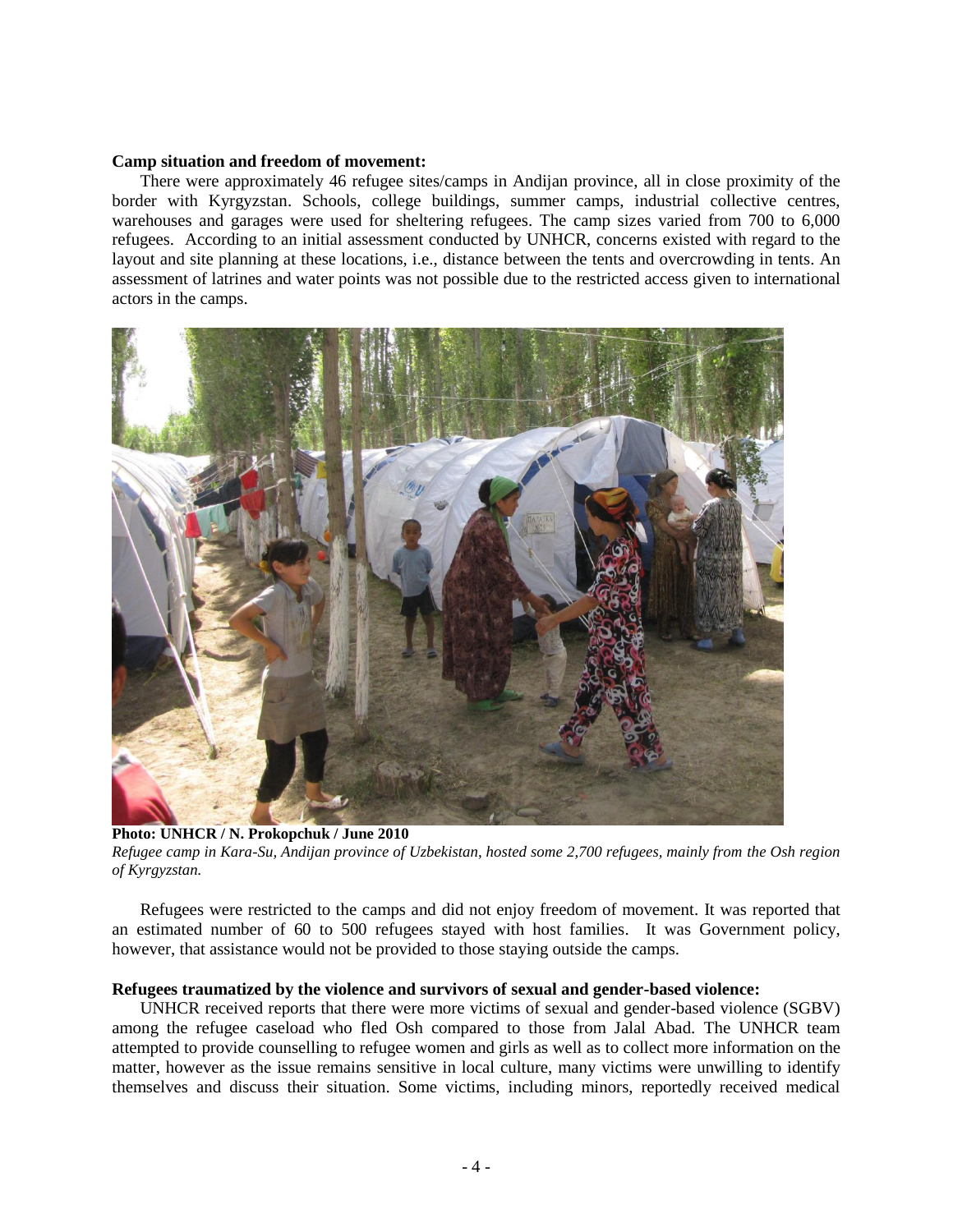**Camp situation and freedom of movement:**

There were approximately 46 refugee sites/camps in Andijan province, all in close proximity of the border with Kyrgyzstan. Schools, college buildings, summer camps, industrial collective centres, warehouses and garages were used for sheltering refugees. The camp sizes varied from 700 to 6,000 refugees. According to an initial assessment conducted by UNHCR, concerns existed with regard to the layout and site planning at these locations, i.e., distance between the tents and overcrowding in tents. An assessment of latrines and water points was not possible due to the restricted access given to international actors in the camps.

**Photo: UNHCR / N. Prokopchuk / June 2010**

*Refugee camp in Kara-Su, Andijan province of Uzbekistan, hosted some 2,700 refugees, mainly from the Osh region of Kyrgyzstan.*

Refugees were restricted to the camps and did not enjoy freedom of movement. It was reported that an estimated number of 60 to 500 refugees stayed with host families. It was Government policy, however, that assistance would not be provided to those staying outside the camps.

**Refugees traumatized by the violence and survivors of sexual and gender-based violence:**

UNHCR received reports that there were more victims of sexual and gender-based violence (SGBV) among the refugee caseload who fled Osh compared to those from Jalal Abad. The UNHCR team attempted to provide counselling to refugee women and girls as well as to collect more information on the matter, however as the issue remains sensitive in local culture, many victims were unwilling to identify themselves and discuss their situation. Some victims, including minors, reportedly received medical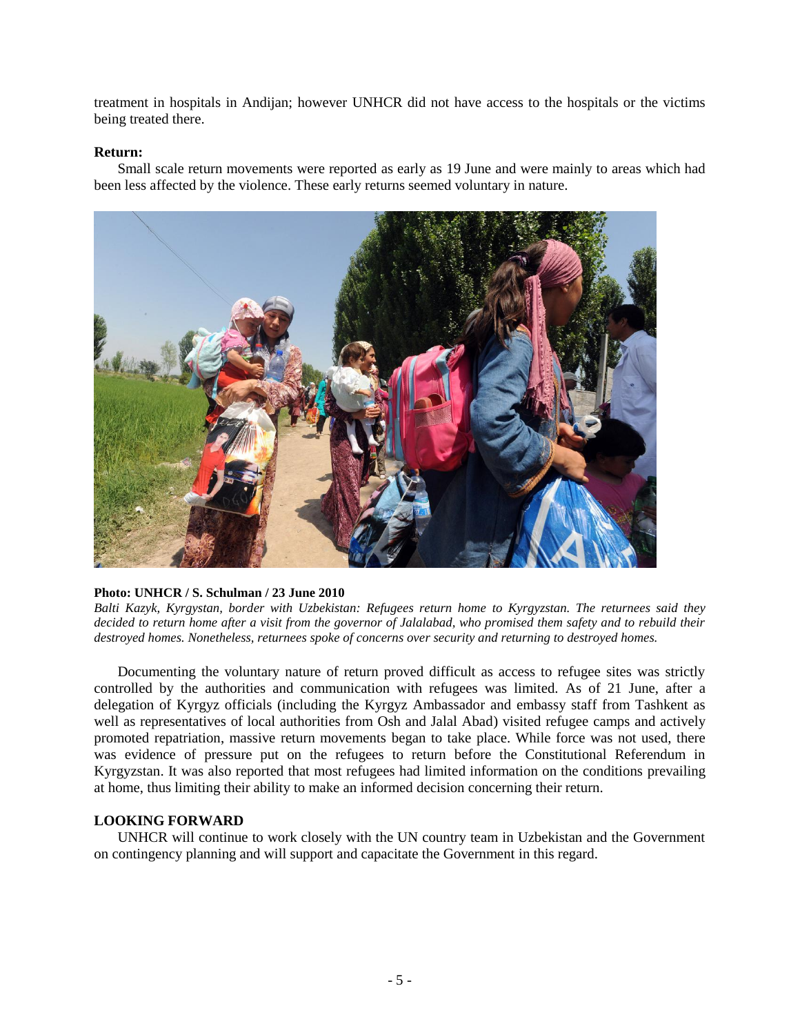treatment in hospitals in Andijan; however UNHCR did not have access to the hospitals or the victims being treated there.

**Return:**

Small scale return movements were reported as early as 19 June and were mainly to areas which had been less affected by the violence. These early returns seemed voluntary in nature.

**Photo: UNHCR / S. Schulman / 23 June 2010**

*Balti Kazyk, Kyrgystan, border with Uzbekistan: Refugees return home to Kyrgyzstan. The returnees said they decided to return home after a visit from the governor of Jalalabad, who promised them safety and to rebuild their destroyed homes. Nonetheless, returnees spoke of concerns over security and returning to destroyed homes.*

Documenting the voluntary nature of return proved difficult as access to refugee sites was strictly controlled by the authorities and communication with refugees was limited. As of 21 June, after a delegation of Kyrgyz officials (including the Kyrgyz Ambassador and embassy staff from Tashkent as well as representatives of local authorities from Osh and Jalal Abad) visited refugee camps and actively promoted repatriation, massive return movements began to take place. While force was not used, there was evidence of pressure put on the refugees to return before the Constitutional Referendum in Kyrgyzstan. It was also reported that most refugees had limited information on the conditions prevailing at home, thus limiting their ability to make an informed decision concerning their return.

**LOOKING FORWARD**

UNHCR will continue to work closely with the UN country team in Uzbekistan and the Government on contingency planning and will support and capacitate the Government in this regard.